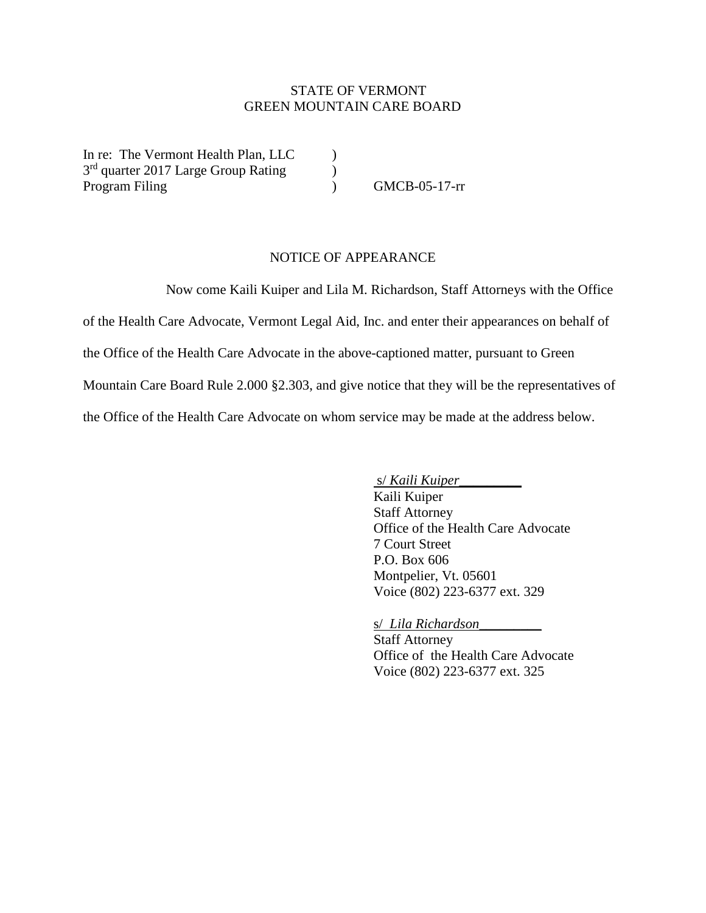STATE OF VERMONT
GREEN MOUNTAIN CARE BOARD

| | | |
|---|---|---|
| In re: The Vermont Health Plan, LLC | ) | |
| 3rd quarter 2017 Large Group Rating | ) | |
| Program Filing | ) | GMCB-05-17-rr |

## NOTICE OF APPEARANCE

Now come Kaili Kuiper and Lila M. Richardson, Staff Attorneys with the Office of the Health Care Advocate, Vermont Legal Aid, Inc. and enter their appearances on behalf of the Office of the Health Care Advocate in the above-captioned matter, pursuant to Green Mountain Care Board Rule 2.000 §2.303, and give notice that they will be the representatives of the Office of the Health Care Advocate on whom service may be made at the address below.

s/ *Kaili Kuiper*\_\_\_\_\_\_\_\_\_
Kaili Kuiper
Staff Attorney
Office of the Health Care Advocate
7 Court Street
P.O. Box 606
Montpelier, Vt. 05601
Voice (802) 223-6377 ext. 329

s/ *Lila Richardson*\_\_\_\_\_\_\_\_\_
Staff Attorney
Office of the Health Care Advocate
Voice (802) 223-6377 ext. 325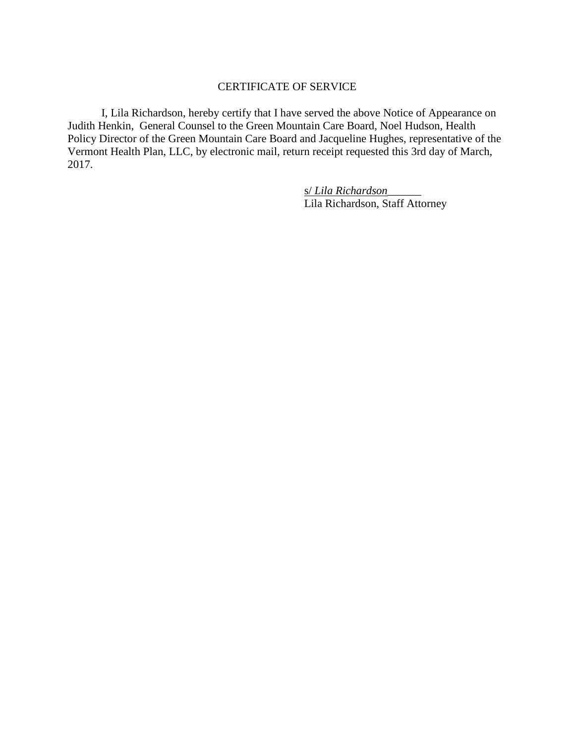CERTIFICATE OF SERVICE

I, Lila Richardson, hereby certify that I have served the above Notice of Appearance on Judith Henkin, General Counsel to the Green Mountain Care Board, Noel Hudson, Health Policy Director of the Green Mountain Care Board and Jacqueline Hughes, representative of the Vermont Health Plan, LLC, by electronic mail, return receipt requested this 3rd day of March, 2017.

s/ *Lila Richardson*______
Lila Richardson, Staff Attorney